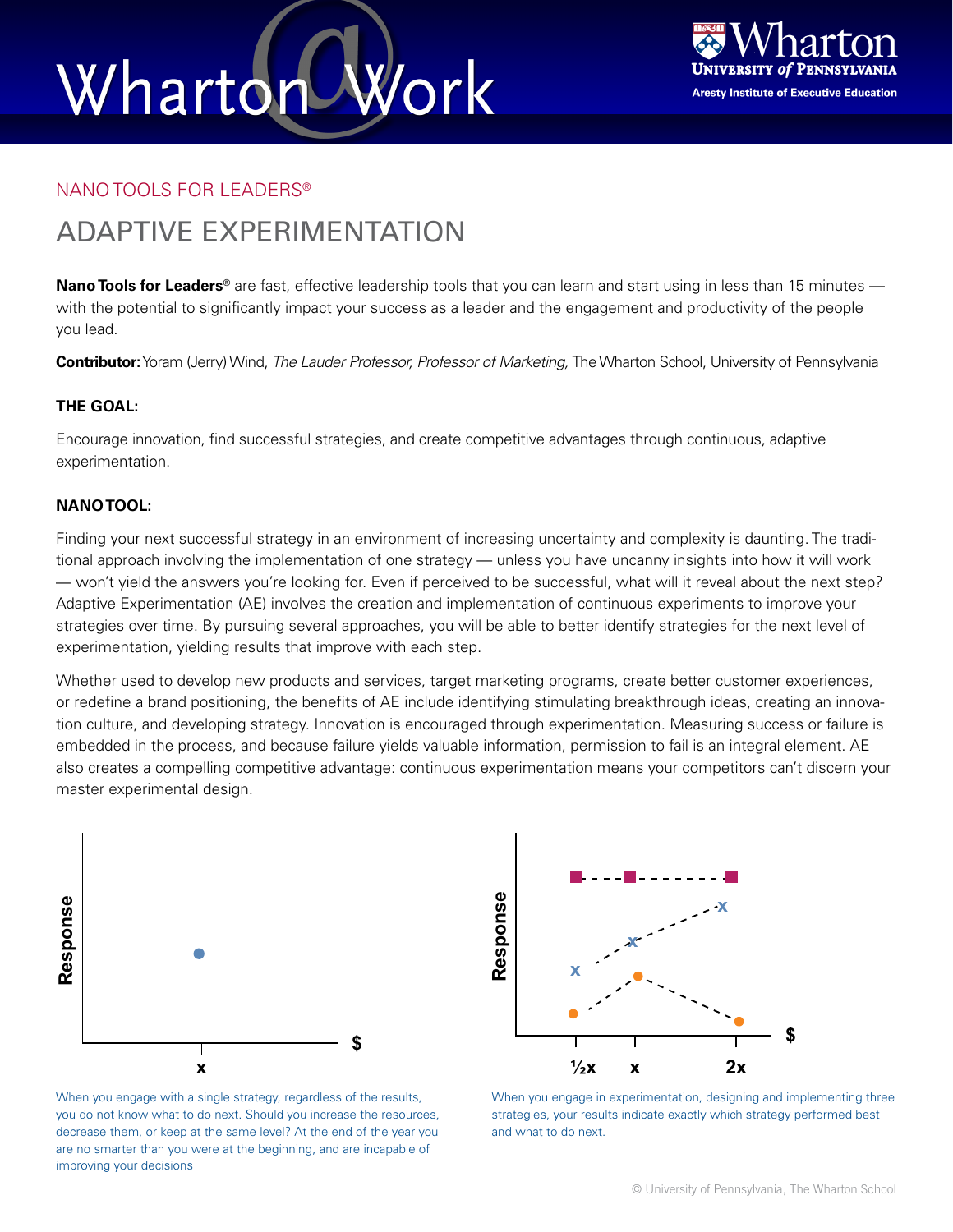NANO TOOLS FOR LEADERS®

# ADAPTIVE EXPERIMENTATION

**Nano Tools for Leaders®** are fast, effective leadership tools that you can learn and start using in less than 15 minutes — with the potential to significantly impact your success as a leader and the engagement and productivity of the people you lead.

**Contributor:** Yoram (Jerry) Wind, *The Lauder Professor, Professor of Marketing,* The Wharton School, University of Pennsylvania

**THE GOAL:**

Encourage innovation, find successful strategies, and create competitive advantages through continuous, adaptive experimentation.

**NANO TOOL:**

Finding your next successful strategy in an environment of increasing uncertainty and complexity is daunting. The traditional approach involving the implementation of one strategy — unless you have uncanny insights into how it will work — won't yield the answers you're looking for. Even if perceived to be successful, what will it reveal about the next step? Adaptive Experimentation (AE) involves the creation and implementation of continuous experiments to improve your strategies over time. By pursuing several approaches, you will be able to better identify strategies for the next level of experimentation, yielding results that improve with each step.

Whether used to develop new products and services, target marketing programs, create better customer experiences, or redefine a brand positioning, the benefits of AE include identifying stimulating breakthrough ideas, creating an innovation culture, and developing strategy. Innovation is encouraged through experimentation. Measuring success or failure is embedded in the process, and because failure yields valuable information, permission to fail is an integral element. AE also creates a compelling competitive advantage: continuous experimentation means your competitors can't discern your master experimental design.

Response
x
$

When you engage with a single strategy, regardless of the results, you do not know what to do next. Should you increase the resources, decrease them, or keep at the same level? At the end of the year you are no smarter than you were at the beginning, and are incapable of improving your decisions

Response
½x
x
2x
$

When you engage in experimentation, designing and implementing three strategies, your results indicate exactly which strategy performed best and what to do next.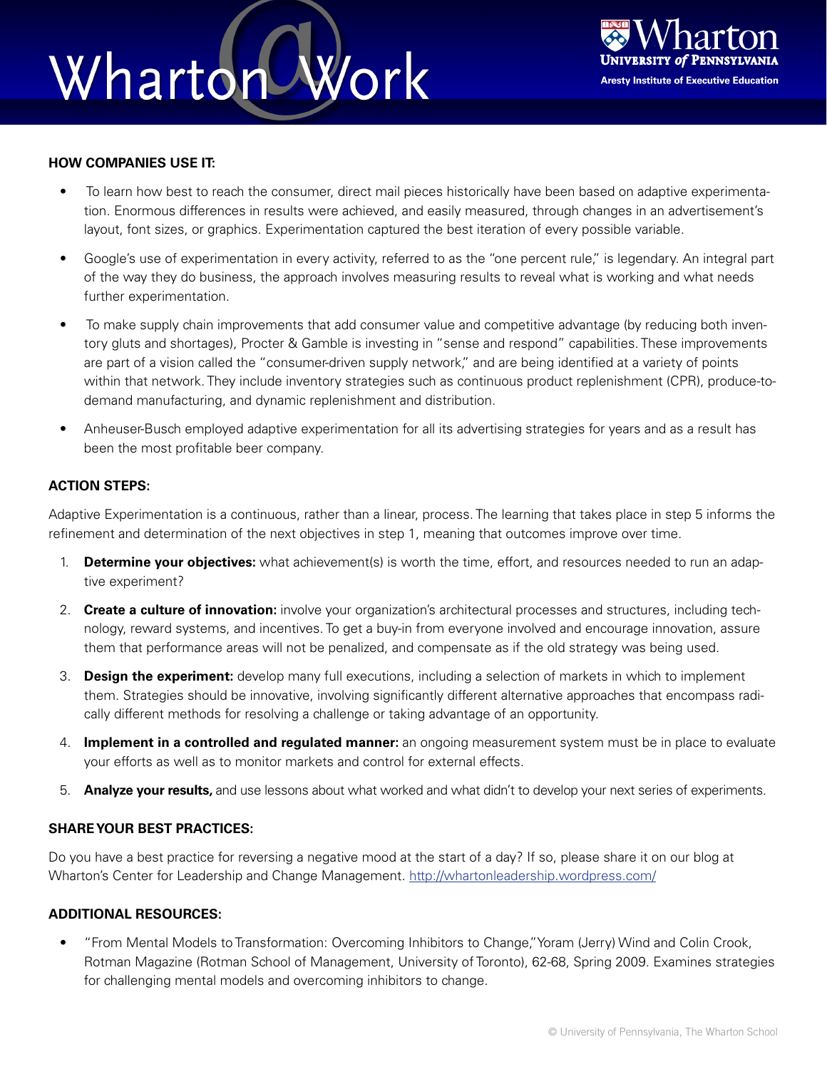**HOW COMPANIES USE IT:**

- To learn how best to reach the consumer, direct mail pieces historically have been based on adaptive experimentation. Enormous differences in results were achieved, and easily measured, through changes in an advertisement's layout, font sizes, or graphics. Experimentation captured the best iteration of every possible variable.
- Google's use of experimentation in every activity, referred to as the "one percent rule," is legendary. An integral part of the way they do business, the approach involves measuring results to reveal what is working and what needs further experimentation.
- To make supply chain improvements that add consumer value and competitive advantage (by reducing both inventory gluts and shortages), Procter & Gamble is investing in "sense and respond" capabilities. These improvements are part of a vision called the "consumer-driven supply network," and are being identified at a variety of points within that network. They include inventory strategies such as continuous product replenishment (CPR), produce-to-demand manufacturing, and dynamic replenishment and distribution.
- Anheuser-Busch employed adaptive experimentation for all its advertising strategies for years and as a result has been the most profitable beer company.

**ACTION STEPS:**

Adaptive Experimentation is a continuous, rather than a linear, process. The learning that takes place in step 5 informs the refinement and determination of the next objectives in step 1, meaning that outcomes improve over time.

1. **Determine your objectives:** what achievement(s) is worth the time, effort, and resources needed to run an adaptive experiment?
2. **Create a culture of innovation:** involve your organization's architectural processes and structures, including technology, reward systems, and incentives. To get a buy-in from everyone involved and encourage innovation, assure them that performance areas will not be penalized, and compensate as if the old strategy was being used.
3. **Design the experiment:** develop many full executions, including a selection of markets in which to implement them. Strategies should be innovative, involving significantly different alternative approaches that encompass radically different methods for resolving a challenge or taking advantage of an opportunity.
4. **Implement in a controlled and regulated manner:** an ongoing measurement system must be in place to evaluate your efforts as well as to monitor markets and control for external effects.
5. **Analyze your results,** and use lessons about what worked and what didn't to develop your next series of experiments.

**SHARE YOUR BEST PRACTICES:**

Do you have a best practice for reversing a negative mood at the start of a day? If so, please share it on our blog at Wharton's Center for Leadership and Change Management. http://whartonleadership.wordpress.com/

**ADDITIONAL RESOURCES:**

- "From Mental Models to Transformation: Overcoming Inhibitors to Change," Yoram (Jerry) Wind and Colin Crook, Rotman Magazine (Rotman School of Management, University of Toronto), 62-68, Spring 2009. Examines strategies for challenging mental models and overcoming inhibitors to change.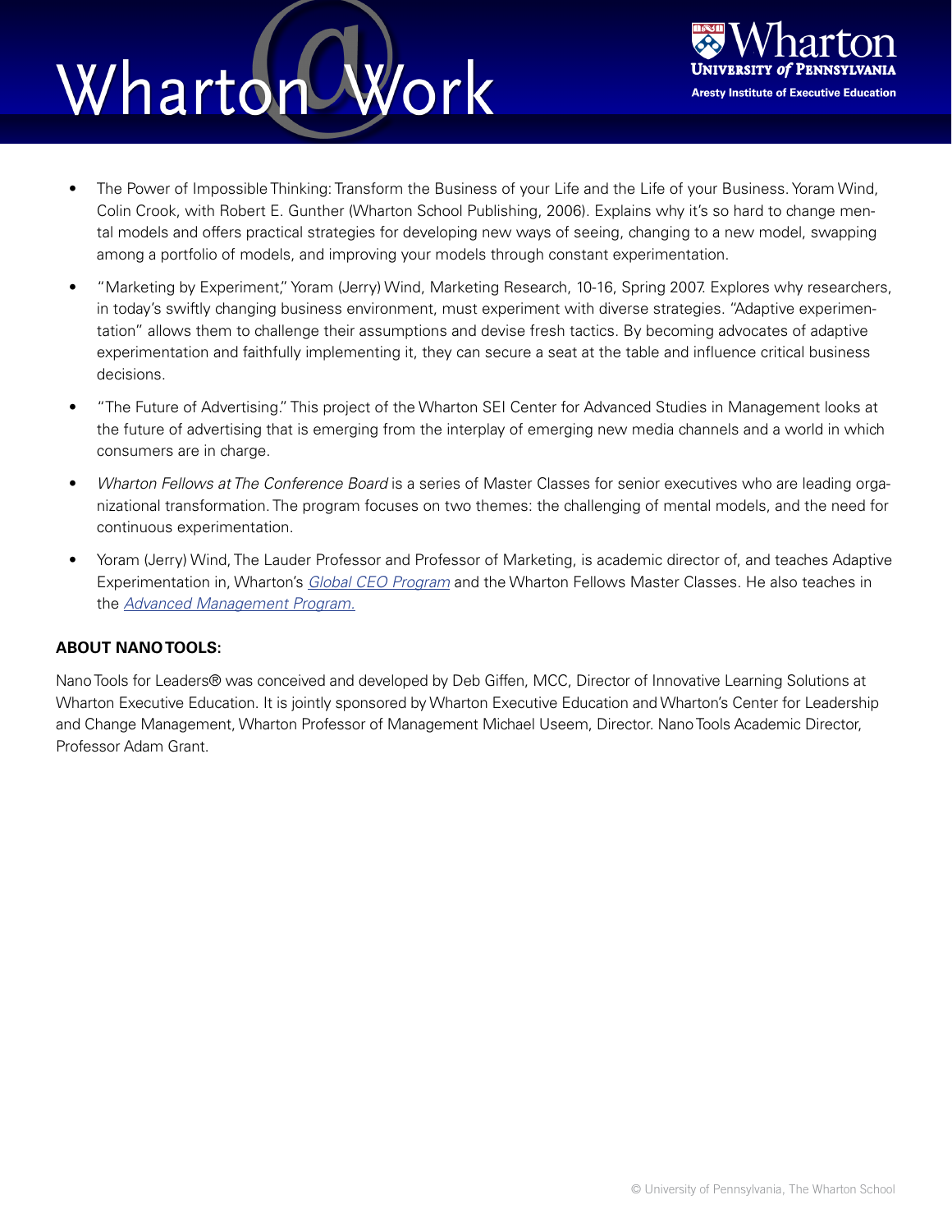- The Power of Impossible Thinking: Transform the Business of your Life and the Life of your Business. Yoram Wind, Colin Crook, with Robert E. Gunther (Wharton School Publishing, 2006). Explains why it's so hard to change mental models and offers practical strategies for developing new ways of seeing, changing to a new model, swapping among a portfolio of models, and improving your models through constant experimentation.
- "Marketing by Experiment," Yoram (Jerry) Wind, Marketing Research, 10-16, Spring 2007. Explores why researchers, in today's swiftly changing business environment, must experiment with diverse strategies. "Adaptive experimentation" allows them to challenge their assumptions and devise fresh tactics. By becoming advocates of adaptive experimentation and faithfully implementing it, they can secure a seat at the table and influence critical business decisions.
- "The Future of Advertising." This project of the Wharton SEI Center for Advanced Studies in Management looks at the future of advertising that is emerging from the interplay of emerging new media channels and a world in which consumers are in charge.
- *Wharton Fellows at The Conference Board* is a series of Master Classes for senior executives who are leading organizational transformation. The program focuses on two themes: the challenging of mental models, and the need for continuous experimentation.
- Yoram (Jerry) Wind, The Lauder Professor and Professor of Marketing, is academic director of, and teaches Adaptive Experimentation in, Wharton's *Global CEO Program* and the Wharton Fellows Master Classes. He also teaches in the *Advanced Management Program.*

**ABOUT NANO TOOLS:**

Nano Tools for Leaders® was conceived and developed by Deb Giffen, MCC, Director of Innovative Learning Solutions at Wharton Executive Education. It is jointly sponsored by Wharton Executive Education and Wharton's Center for Leadership and Change Management, Wharton Professor of Management Michael Useem, Director. Nano Tools Academic Director, Professor Adam Grant.